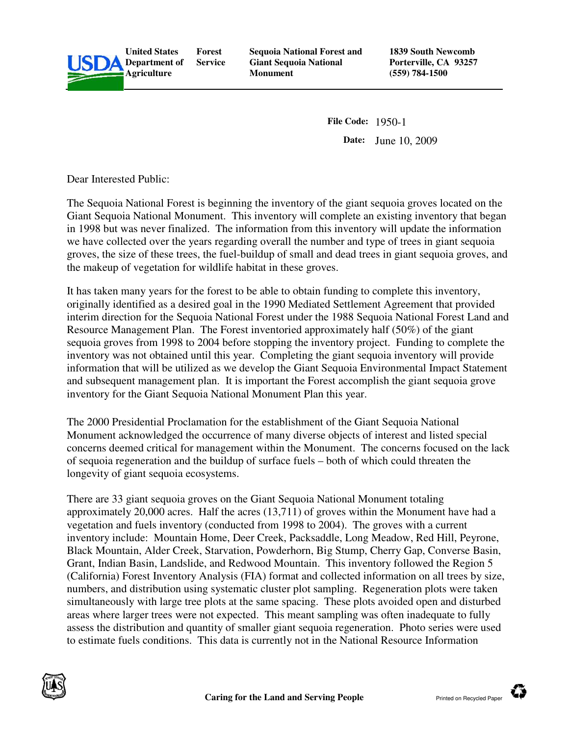United States Department of Agriculture | Forest Service | Sequoia National Forest and Giant Sequoia National Monument | 1839 South Newcomb Porterville, CA 93257 (559) 784-1500

**File Code:** 1950-1

**Date:** June 10, 2009

Dear Interested Public:

The Sequoia National Forest is beginning the inventory of the giant sequoia groves located on the Giant Sequoia National Monument. This inventory will complete an existing inventory that began in 1998 but was never finalized. The information from this inventory will update the information we have collected over the years regarding overall the number and type of trees in giant sequoia groves, the size of these trees, the fuel-buildup of small and dead trees in giant sequoia groves, and the makeup of vegetation for wildlife habitat in these groves.

It has taken many years for the forest to be able to obtain funding to complete this inventory, originally identified as a desired goal in the 1990 Mediated Settlement Agreement that provided interim direction for the Sequoia National Forest under the 1988 Sequoia National Forest Land and Resource Management Plan. The Forest inventoried approximately half (50%) of the giant sequoia groves from 1998 to 2004 before stopping the inventory project. Funding to complete the inventory was not obtained until this year. Completing the giant sequoia inventory will provide information that will be utilized as we develop the Giant Sequoia Environmental Impact Statement and subsequent management plan. It is important the Forest accomplish the giant sequoia grove inventory for the Giant Sequoia National Monument Plan this year.

The 2000 Presidential Proclamation for the establishment of the Giant Sequoia National Monument acknowledged the occurrence of many diverse objects of interest and listed special concerns deemed critical for management within the Monument. The concerns focused on the lack of sequoia regeneration and the buildup of surface fuels – both of which could threaten the longevity of giant sequoia ecosystems.

There are 33 giant sequoia groves on the Giant Sequoia National Monument totaling approximately 20,000 acres. Half the acres (13,711) of groves within the Monument have had a vegetation and fuels inventory (conducted from 1998 to 2004). The groves with a current inventory include: Mountain Home, Deer Creek, Packsaddle, Long Meadow, Red Hill, Peyrone, Black Mountain, Alder Creek, Starvation, Powderhorn, Big Stump, Cherry Gap, Converse Basin, Grant, Indian Basin, Landslide, and Redwood Mountain. This inventory followed the Region 5 (California) Forest Inventory Analysis (FIA) format and collected information on all trees by size, numbers, and distribution using systematic cluster plot sampling. Regeneration plots were taken simultaneously with large tree plots at the same spacing. These plots avoided open and disturbed areas where larger trees were not expected. This meant sampling was often inadequate to fully assess the distribution and quantity of smaller giant sequoia regeneration. Photo series were used to estimate fuels conditions. This data is currently not in the National Resource Information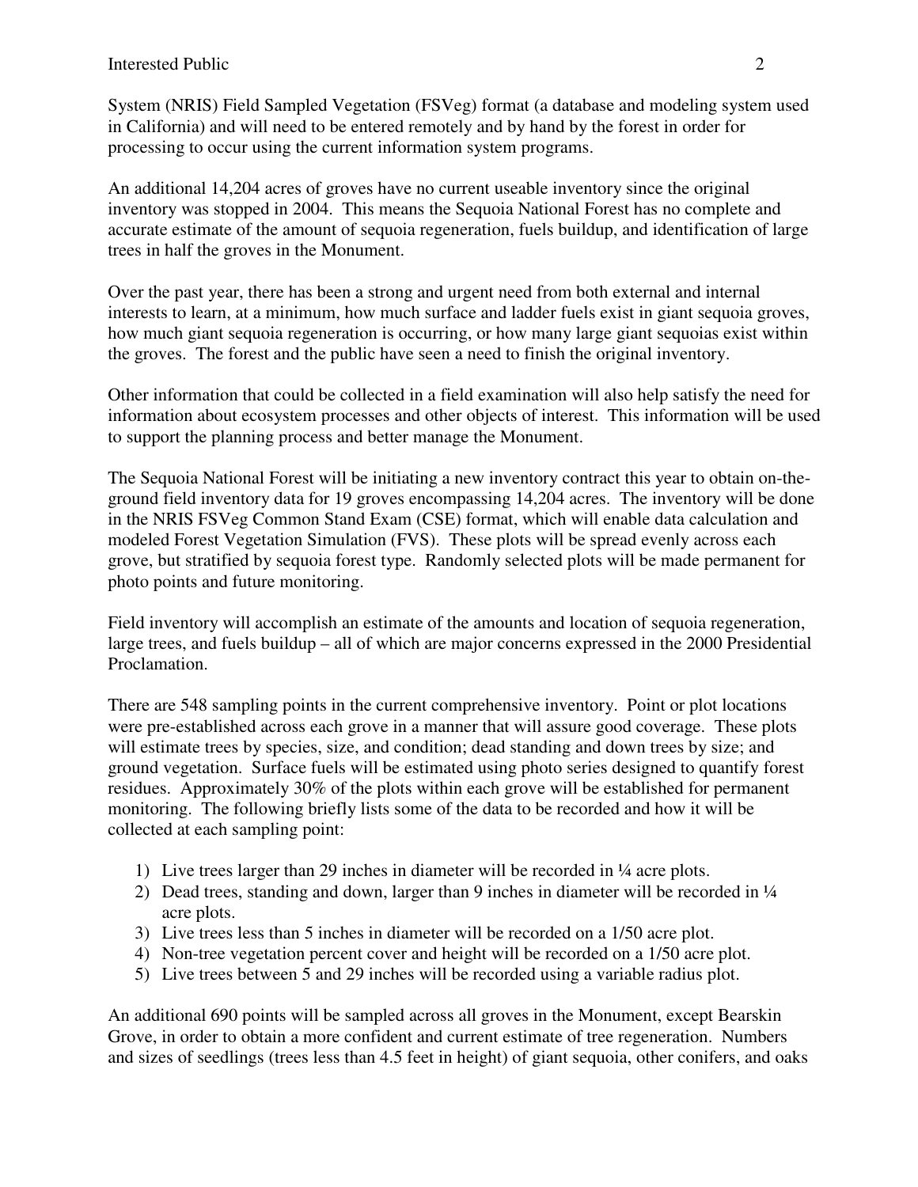System (NRIS) Field Sampled Vegetation (FSVeg) format (a database and modeling system used in California) and will need to be entered remotely and by hand by the forest in order for processing to occur using the current information system programs.

An additional 14,204 acres of groves have no current useable inventory since the original inventory was stopped in 2004. This means the Sequoia National Forest has no complete and accurate estimate of the amount of sequoia regeneration, fuels buildup, and identification of large trees in half the groves in the Monument.

Over the past year, there has been a strong and urgent need from both external and internal interests to learn, at a minimum, how much surface and ladder fuels exist in giant sequoia groves, how much giant sequoia regeneration is occurring, or how many large giant sequoias exist within the groves. The forest and the public have seen a need to finish the original inventory.

Other information that could be collected in a field examination will also help satisfy the need for information about ecosystem processes and other objects of interest. This information will be used to support the planning process and better manage the Monument.

The Sequoia National Forest will be initiating a new inventory contract this year to obtain on-the-ground field inventory data for 19 groves encompassing 14,204 acres. The inventory will be done in the NRIS FSVeg Common Stand Exam (CSE) format, which will enable data calculation and modeled Forest Vegetation Simulation (FVS). These plots will be spread evenly across each grove, but stratified by sequoia forest type. Randomly selected plots will be made permanent for photo points and future monitoring.

Field inventory will accomplish an estimate of the amounts and location of sequoia regeneration, large trees, and fuels buildup – all of which are major concerns expressed in the 2000 Presidential Proclamation.

There are 548 sampling points in the current comprehensive inventory. Point or plot locations were pre-established across each grove in a manner that will assure good coverage. These plots will estimate trees by species, size, and condition; dead standing and down trees by size; and ground vegetation. Surface fuels will be estimated using photo series designed to quantify forest residues. Approximately 30% of the plots within each grove will be established for permanent monitoring. The following briefly lists some of the data to be recorded and how it will be collected at each sampling point:

1) Live trees larger than 29 inches in diameter will be recorded in ¼ acre plots.
2) Dead trees, standing and down, larger than 9 inches in diameter will be recorded in ¼ acre plots.
3) Live trees less than 5 inches in diameter will be recorded on a 1/50 acre plot.
4) Non-tree vegetation percent cover and height will be recorded on a 1/50 acre plot.
5) Live trees between 5 and 29 inches will be recorded using a variable radius plot.

An additional 690 points will be sampled across all groves in the Monument, except Bearskin Grove, in order to obtain a more confident and current estimate of tree regeneration. Numbers and sizes of seedlings (trees less than 4.5 feet in height) of giant sequoia, other conifers, and oaks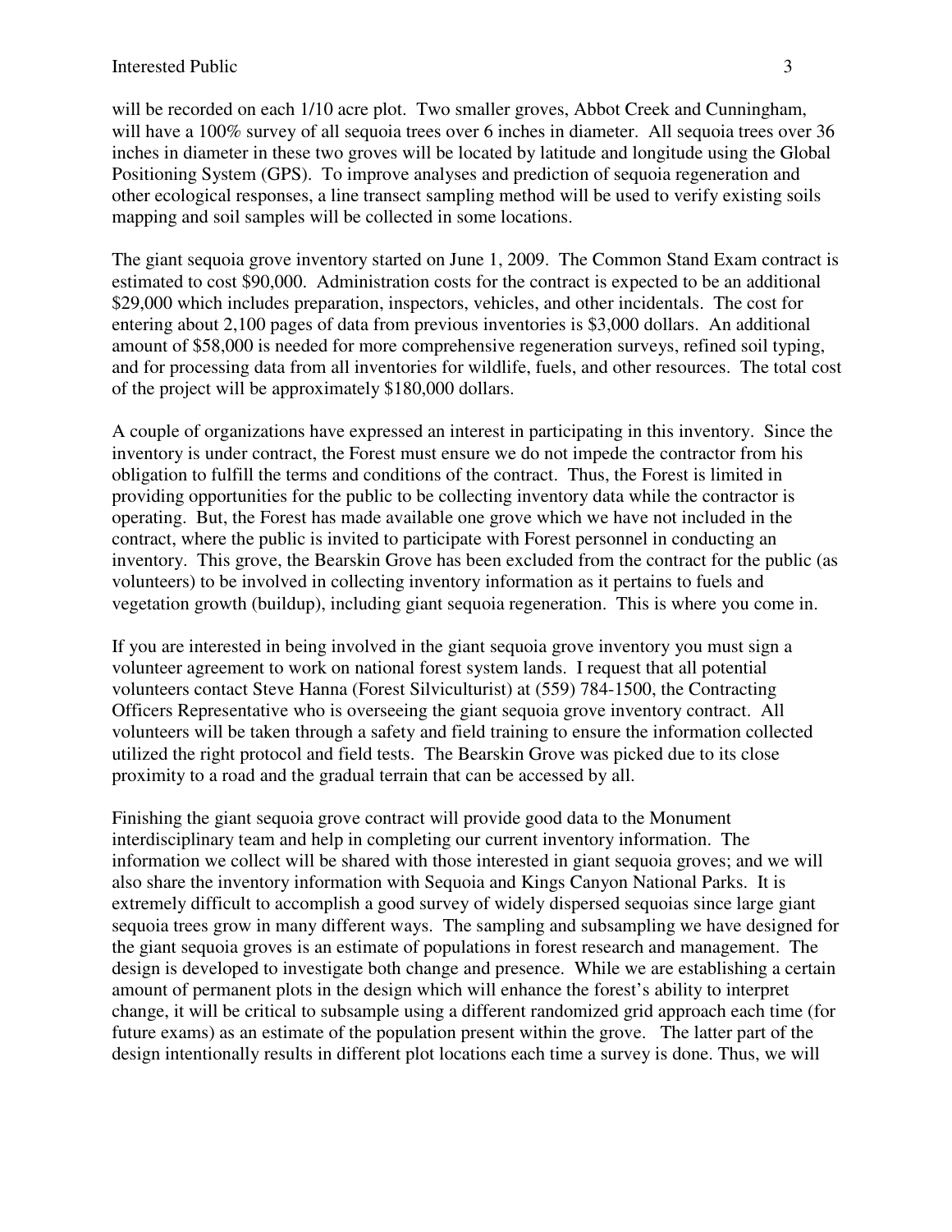will be recorded on each 1/10 acre plot. Two smaller groves, Abbot Creek and Cunningham, will have a 100% survey of all sequoia trees over 6 inches in diameter. All sequoia trees over 36 inches in diameter in these two groves will be located by latitude and longitude using the Global Positioning System (GPS). To improve analyses and prediction of sequoia regeneration and other ecological responses, a line transect sampling method will be used to verify existing soils mapping and soil samples will be collected in some locations.

The giant sequoia grove inventory started on June 1, 2009. The Common Stand Exam contract is estimated to cost $90,000. Administration costs for the contract is expected to be an additional $29,000 which includes preparation, inspectors, vehicles, and other incidentals. The cost for entering about 2,100 pages of data from previous inventories is $3,000 dollars. An additional amount of $58,000 is needed for more comprehensive regeneration surveys, refined soil typing, and for processing data from all inventories for wildlife, fuels, and other resources. The total cost of the project will be approximately $180,000 dollars.

A couple of organizations have expressed an interest in participating in this inventory. Since the inventory is under contract, the Forest must ensure we do not impede the contractor from his obligation to fulfill the terms and conditions of the contract. Thus, the Forest is limited in providing opportunities for the public to be collecting inventory data while the contractor is operating. But, the Forest has made available one grove which we have not included in the contract, where the public is invited to participate with Forest personnel in conducting an inventory. This grove, the Bearskin Grove has been excluded from the contract for the public (as volunteers) to be involved in collecting inventory information as it pertains to fuels and vegetation growth (buildup), including giant sequoia regeneration. This is where you come in.

If you are interested in being involved in the giant sequoia grove inventory you must sign a volunteer agreement to work on national forest system lands. I request that all potential volunteers contact Steve Hanna (Forest Silviculturist) at (559) 784-1500, the Contracting Officers Representative who is overseeing the giant sequoia grove inventory contract. All volunteers will be taken through a safety and field training to ensure the information collected utilized the right protocol and field tests. The Bearskin Grove was picked due to its close proximity to a road and the gradual terrain that can be accessed by all.

Finishing the giant sequoia grove contract will provide good data to the Monument interdisciplinary team and help in completing our current inventory information. The information we collect will be shared with those interested in giant sequoia groves; and we will also share the inventory information with Sequoia and Kings Canyon National Parks. It is extremely difficult to accomplish a good survey of widely dispersed sequoias since large giant sequoia trees grow in many different ways. The sampling and subsampling we have designed for the giant sequoia groves is an estimate of populations in forest research and management. The design is developed to investigate both change and presence. While we are establishing a certain amount of permanent plots in the design which will enhance the forest's ability to interpret change, it will be critical to subsample using a different randomized grid approach each time (for future exams) as an estimate of the population present within the grove. The latter part of the design intentionally results in different plot locations each time a survey is done. Thus, we will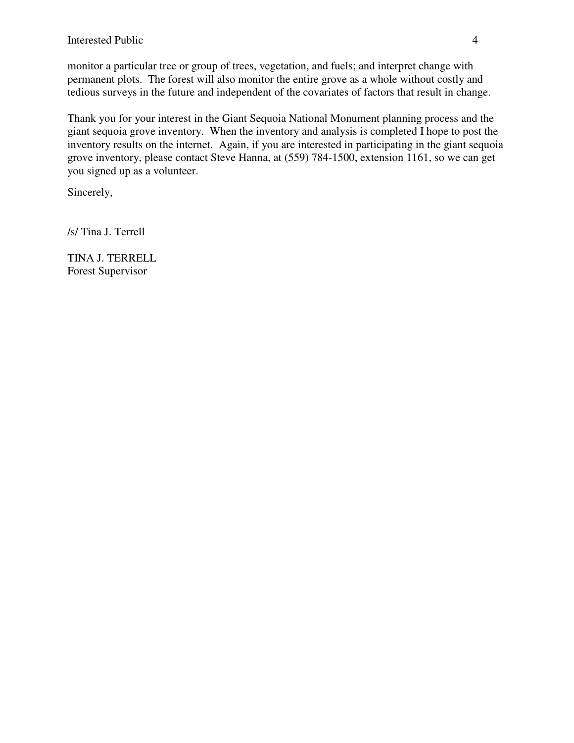monitor a particular tree or group of trees, vegetation, and fuels; and interpret change with permanent plots. The forest will also monitor the entire grove as a whole without costly and tedious surveys in the future and independent of the covariates of factors that result in change.

Thank you for your interest in the Giant Sequoia National Monument planning process and the giant sequoia grove inventory. When the inventory and analysis is completed I hope to post the inventory results on the internet. Again, if you are interested in participating in the giant sequoia grove inventory, please contact Steve Hanna, at (559) 784-1500, extension 1161, so we can get you signed up as a volunteer.

Sincerely,

/s/ Tina J. Terrell

TINA J. TERRELL
Forest Supervisor